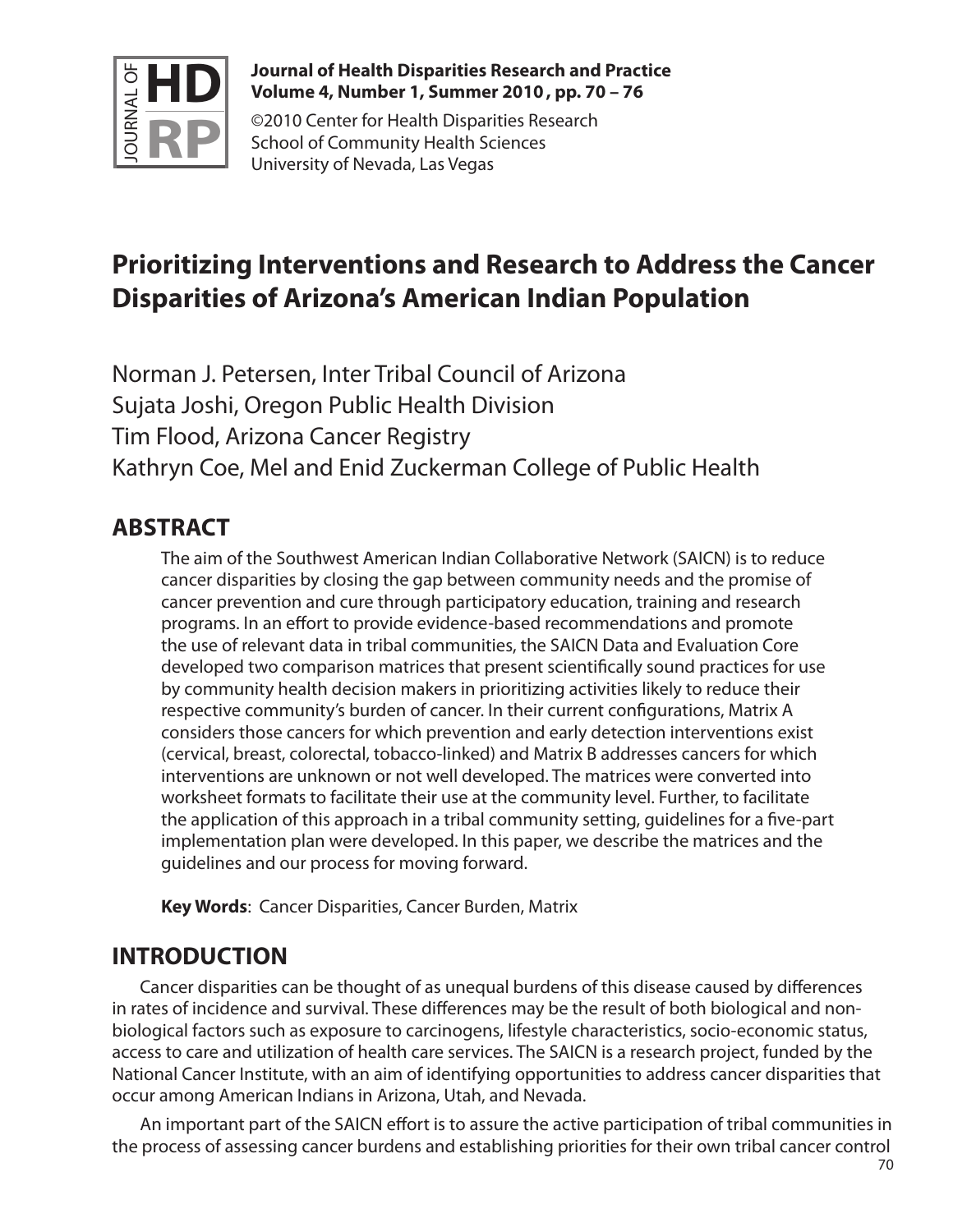# Prioritizing Interventions and Research to Address the Cancer Disparities of Arizona's American Indian Population

Norman J. Petersen, Inter Tribal Council of Arizona
Sujata Joshi, Oregon Public Health Division
Tim Flood, Arizona Cancer Registry
Kathryn Coe, Mel and Enid Zuckerman College of Public Health

## ABSTRACT

The aim of the Southwest American Indian Collaborative Network (SAICN) is to reduce cancer disparities by closing the gap between community needs and the promise of cancer prevention and cure through participatory education, training and research programs. In an effort to provide evidence-based recommendations and promote the use of relevant data in tribal communities, the SAICN Data and Evaluation Core developed two comparison matrices that present scientifically sound practices for use by community health decision makers in prioritizing activities likely to reduce their respective community's burden of cancer. In their current configurations, Matrix A considers those cancers for which prevention and early detection interventions exist (cervical, breast, colorectal, tobacco-linked) and Matrix B addresses cancers for which interventions are unknown or not well developed. The matrices were converted into worksheet formats to facilitate their use at the community level. Further, to facilitate the application of this approach in a tribal community setting, guidelines for a five-part implementation plan were developed. In this paper, we describe the matrices and the guidelines and our process for moving forward.

**Key Words**: Cancer Disparities, Cancer Burden, Matrix

## INTRODUCTION

Cancer disparities can be thought of as unequal burdens of this disease caused by differences in rates of incidence and survival. These differences may be the result of both biological and non-biological factors such as exposure to carcinogens, lifestyle characteristics, socio-economic status, access to care and utilization of health care services. The SAICN is a research project, funded by the National Cancer Institute, with an aim of identifying opportunities to address cancer disparities that occur among American Indians in Arizona, Utah, and Nevada.

An important part of the SAICN effort is to assure the active participation of tribal communities in the process of assessing cancer burdens and establishing priorities for their own tribal cancer control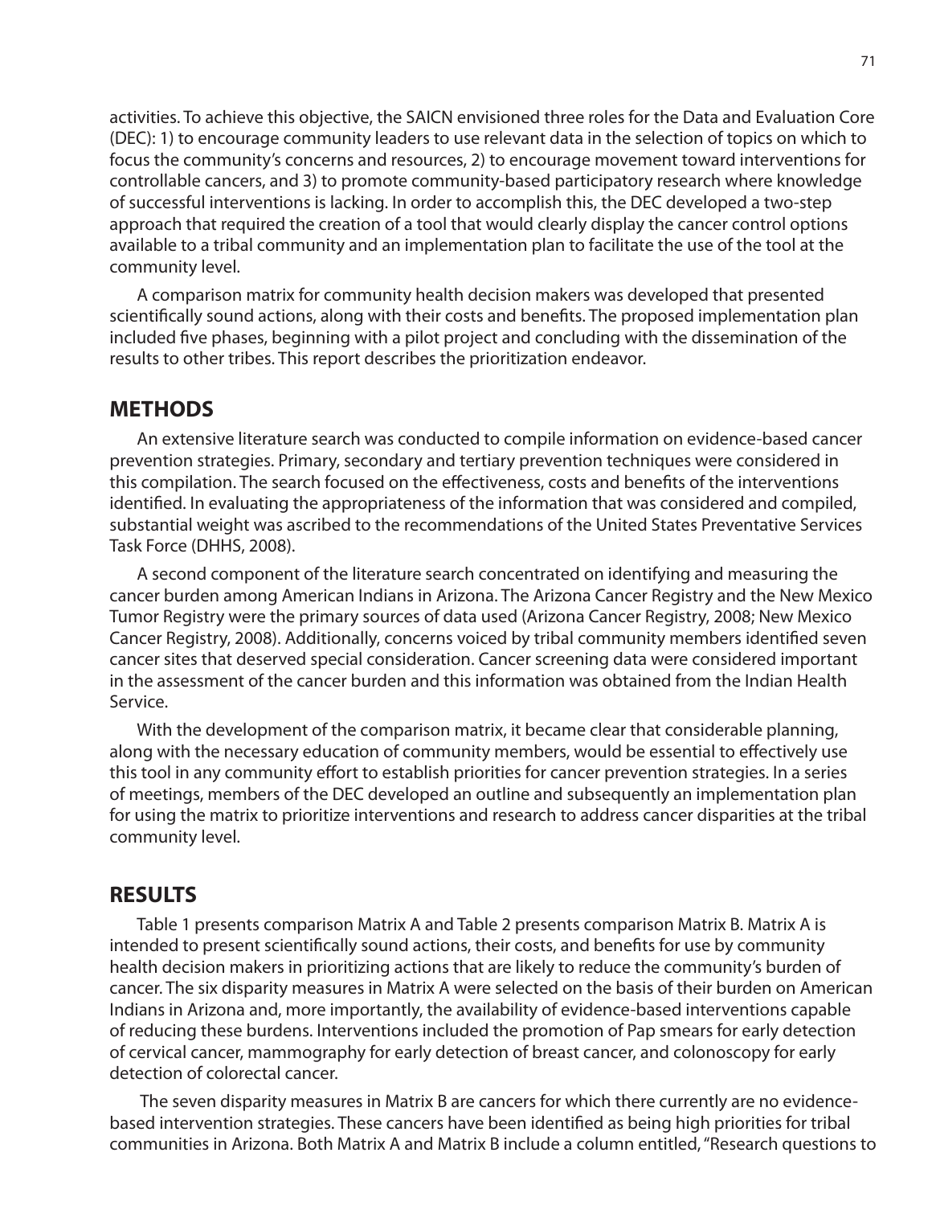activities. To achieve this objective, the SAICN envisioned three roles for the Data and Evaluation Core (DEC): 1) to encourage community leaders to use relevant data in the selection of topics on which to focus the community's concerns and resources, 2) to encourage movement toward interventions for controllable cancers, and 3) to promote community-based participatory research where knowledge of successful interventions is lacking. In order to accomplish this, the DEC developed a two-step approach that required the creation of a tool that would clearly display the cancer control options available to a tribal community and an implementation plan to facilitate the use of the tool at the community level.

A comparison matrix for community health decision makers was developed that presented scientifically sound actions, along with their costs and benefits. The proposed implementation plan included five phases, beginning with a pilot project and concluding with the dissemination of the results to other tribes. This report describes the prioritization endeavor.

## METHODS

An extensive literature search was conducted to compile information on evidence-based cancer prevention strategies. Primary, secondary and tertiary prevention techniques were considered in this compilation. The search focused on the effectiveness, costs and benefits of the interventions identified. In evaluating the appropriateness of the information that was considered and compiled, substantial weight was ascribed to the recommendations of the United States Preventative Services Task Force (DHHS, 2008).

A second component of the literature search concentrated on identifying and measuring the cancer burden among American Indians in Arizona. The Arizona Cancer Registry and the New Mexico Tumor Registry were the primary sources of data used (Arizona Cancer Registry, 2008; New Mexico Cancer Registry, 2008). Additionally, concerns voiced by tribal community members identified seven cancer sites that deserved special consideration. Cancer screening data were considered important in the assessment of the cancer burden and this information was obtained from the Indian Health Service.

With the development of the comparison matrix, it became clear that considerable planning, along with the necessary education of community members, would be essential to effectively use this tool in any community effort to establish priorities for cancer prevention strategies. In a series of meetings, members of the DEC developed an outline and subsequently an implementation plan for using the matrix to prioritize interventions and research to address cancer disparities at the tribal community level.

## RESULTS

Table 1 presents comparison Matrix A and Table 2 presents comparison Matrix B. Matrix A is intended to present scientifically sound actions, their costs, and benefits for use by community health decision makers in prioritizing actions that are likely to reduce the community's burden of cancer. The six disparity measures in Matrix A were selected on the basis of their burden on American Indians in Arizona and, more importantly, the availability of evidence-based interventions capable of reducing these burdens. Interventions included the promotion of Pap smears for early detection of cervical cancer, mammography for early detection of breast cancer, and colonoscopy for early detection of colorectal cancer.

The seven disparity measures in Matrix B are cancers for which there currently are no evidence-based intervention strategies. These cancers have been identified as being high priorities for tribal communities in Arizona. Both Matrix A and Matrix B include a column entitled, "Research questions to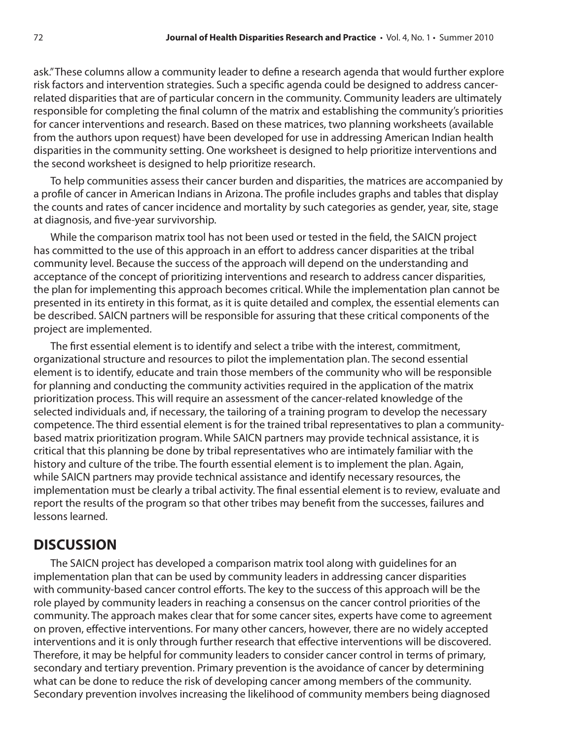ask." These columns allow a community leader to define a research agenda that would further explore risk factors and intervention strategies. Such a specific agenda could be designed to address cancer-related disparities that are of particular concern in the community. Community leaders are ultimately responsible for completing the final column of the matrix and establishing the community's priorities for cancer interventions and research. Based on these matrices, two planning worksheets (available from the authors upon request) have been developed for use in addressing American Indian health disparities in the community setting. One worksheet is designed to help prioritize interventions and the second worksheet is designed to help prioritize research.

To help communities assess their cancer burden and disparities, the matrices are accompanied by a profile of cancer in American Indians in Arizona. The profile includes graphs and tables that display the counts and rates of cancer incidence and mortality by such categories as gender, year, site, stage at diagnosis, and five-year survivorship.

While the comparison matrix tool has not been used or tested in the field, the SAICN project has committed to the use of this approach in an effort to address cancer disparities at the tribal community level. Because the success of the approach will depend on the understanding and acceptance of the concept of prioritizing interventions and research to address cancer disparities, the plan for implementing this approach becomes critical. While the implementation plan cannot be presented in its entirety in this format, as it is quite detailed and complex, the essential elements can be described. SAICN partners will be responsible for assuring that these critical components of the project are implemented.

The first essential element is to identify and select a tribe with the interest, commitment, organizational structure and resources to pilot the implementation plan. The second essential element is to identify, educate and train those members of the community who will be responsible for planning and conducting the community activities required in the application of the matrix prioritization process. This will require an assessment of the cancer-related knowledge of the selected individuals and, if necessary, the tailoring of a training program to develop the necessary competence. The third essential element is for the trained tribal representatives to plan a community-based matrix prioritization program. While SAICN partners may provide technical assistance, it is critical that this planning be done by tribal representatives who are intimately familiar with the history and culture of the tribe. The fourth essential element is to implement the plan. Again, while SAICN partners may provide technical assistance and identify necessary resources, the implementation must be clearly a tribal activity. The final essential element is to review, evaluate and report the results of the program so that other tribes may benefit from the successes, failures and lessons learned.

## DISCUSSION

The SAICN project has developed a comparison matrix tool along with guidelines for an implementation plan that can be used by community leaders in addressing cancer disparities with community-based cancer control efforts. The key to the success of this approach will be the role played by community leaders in reaching a consensus on the cancer control priorities of the community. The approach makes clear that for some cancer sites, experts have come to agreement on proven, effective interventions. For many other cancers, however, there are no widely accepted interventions and it is only through further research that effective interventions will be discovered. Therefore, it may be helpful for community leaders to consider cancer control in terms of primary, secondary and tertiary prevention. Primary prevention is the avoidance of cancer by determining what can be done to reduce the risk of developing cancer among members of the community. Secondary prevention involves increasing the likelihood of community members being diagnosed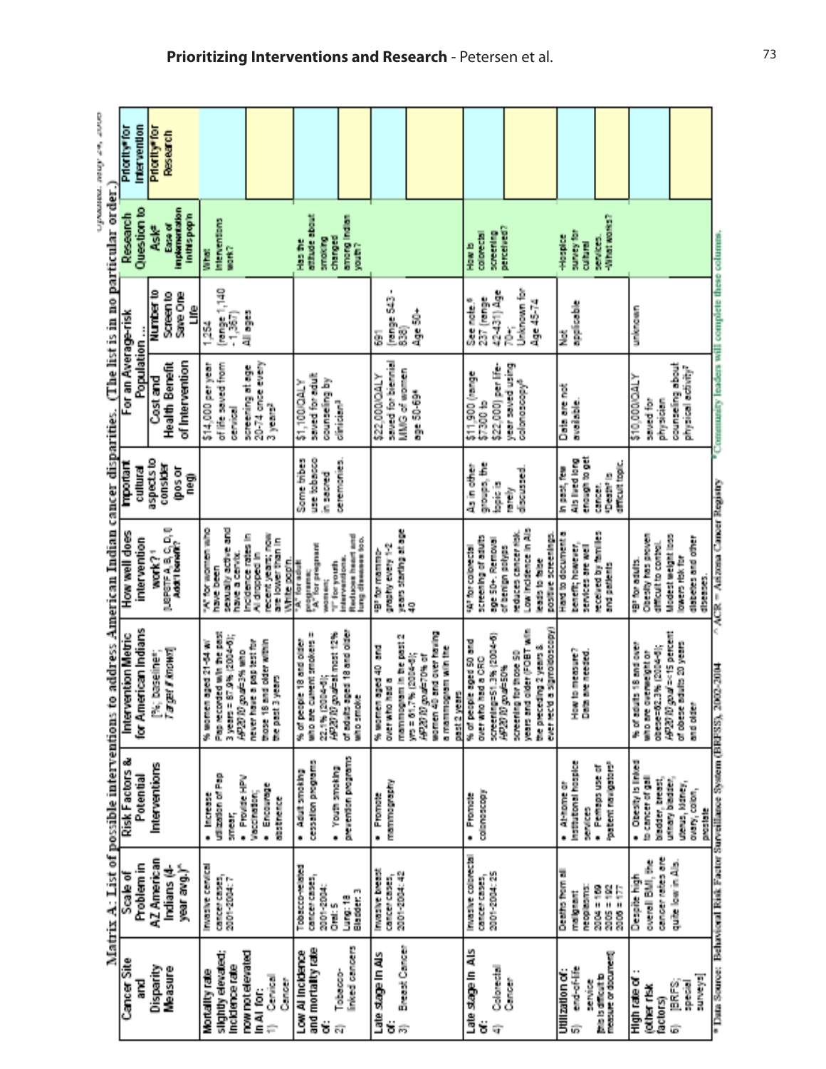**Matrix A: List of possible interventions to address American Indian cancer disparities. (The list is in no particular order.)**

| Cancer Site and Disparity Measure | Scale of Problem in AZ American Indians (4-year avg.)^ | Risk Factors & Potential Interventions | Intervention Metric for American Indians [%; baseline; *Target if known*] | How well does intervention work? [USPSTF A,B,C,D,I; Add'l benefit?] | Important cultural aspects to consider (pos or neg) | For an Average-risk Population ... Cost and Health Benefit of Intervention | Number to Screen to Save One Life | Research Question to Ask# (Ease of implementation in this pop'n) | Priority* for Intervention | Priority* for Research |
|---|---|---|---|---|---|---|---|---|---|---|
| Mortality rate slightly elevated; Incidence rate now not elevated in AI for: 1) Cervical Cancer | Invasive cervical cancer cases, 2001-2004: 7 | • Increase utilization of Pap smear; • Provide HPV Vaccination; • Encourage abstinence | % women aged 21-64 w/ Pap recorded w/in the past 3 years = 87.9% (2004-6); *HP2010 goal*=3% who never have a pap test for those 18 and older within the past 3 years | "A" for women who have been sexually active and have a cervix. Incidence rates in AI dropped in recent years; now are lower than in White pop'n. | | $14,000 per year of life saved from cervical screening at age 20-74 once every 3 years[2] | 1,254 (range 1,140 - 1,367) All ages | What interventions work? | | |
| Low AI incidence and mortality rate of: 2) Tobacco-linked cancers | Tobacco-related cancer cases, 2001-2004: Oral: 5 Lung: 18 Bladder: 3 | • Adult smoking cessation programs • Youth smoking prevention programs | % of people 18 and older who are current smokers = 22.1% (2004-6); *HP2010 goal*=at most 12% of adults aged 18 and older who smoke | "A" for adult programs; "A" for pregnant women; "I" for youth interventions. Reduces heart and lung diseases too. | Some tribes use tobacco in sacred ceremonies. | $1,100/QALY saved for adult counseling by clinician[3] | | Has the attitude about smoking changed among Indian youth? | | |
| Late stage in AIs of: 3) Breast Cancer | Invasive breast cancer cases, 2001-2004: 42 | • Promote mammography | % women aged 40 and over who had a mammogram in the past 2 yrs = 61.7% (2004-6); *HP2010 goal*=70% of women 40 and over having a mammogram w/in the past 2 years | "B" for mammography every 1-2 years starting at age 40 | | $22,000/QALY saved for biennial MMG of women age 50-69[4] | 681 (range 543 - 838) Age 50+ | | | |
| Late stage in AIs of: 4) Colorectal Cancer | Invasive colorectal cancer cases, 2001-2004: 25 | • Promote colonoscopy | % of people aged 50 and over who had a CRC screening=51.3% (2004-6); *HP2010 goal*=50% screening for those 50 years and older (FOBT w/in the preceding 2 years & ever rec'd a sigmoidoscopy) | "A" for colorectal screening of adults age 50+. Removal of benign polyps reduces cancer risk. Low incidence in AIs leads to false positive screenings. | As in other groups, the topic is rarely discussed. | $11,900 (range $7300 to $22,000) per life-year saved using colonoscopy[5] | See note.[6] 237 (range 42-431) Age 70+; Unknown for Age 45-74 | How is colorectal screening perceived? | | |
| Utilization of: 5) end-of-life service [this is difficult to measure or document] | Deaths from all malignant neoplasms: 2004 = 169 2005 = 192 2006 = 177 | • At-home or institutional hospice services • Perhaps use of "patient navigator" | How to measure? Data are needed. | Hard to document a benefit; however, services are well received by families and patients | In past, few AIs lived long enough to get cancer. "Death" is difficult topic. | Data are not available. | Not applicable | -Hospice survey for cultural services. -What works? | | |
| High rate of: (other risk factors) 6) [BRFS; special surveys] | Despite high overall BMI, the cancer rates are quite low in AIs. | • Obesity is linked to cancer of gall bladder, breast, urinary bladder, uterus, kidney, ovary, colon, prostate | % of adults 18 and over who are overweight or obese=62.3% (2004-6); *HP2010 goal*=<15 percent of obese adults 20 years and older | "B" for adults. Obesity has proven difficult to control. Modest weight loss lowers risk for diabetes and other diseases. | | $10,000/QALY saved for physician counseling about physical activity[7] | unknown | | | |

^ Data Source: Behavioral Risk Factor Surveillance System (BRFSS), 2002-2004 ^ ACR = Arizona Cancer Registry *Community leaders will complete these columns.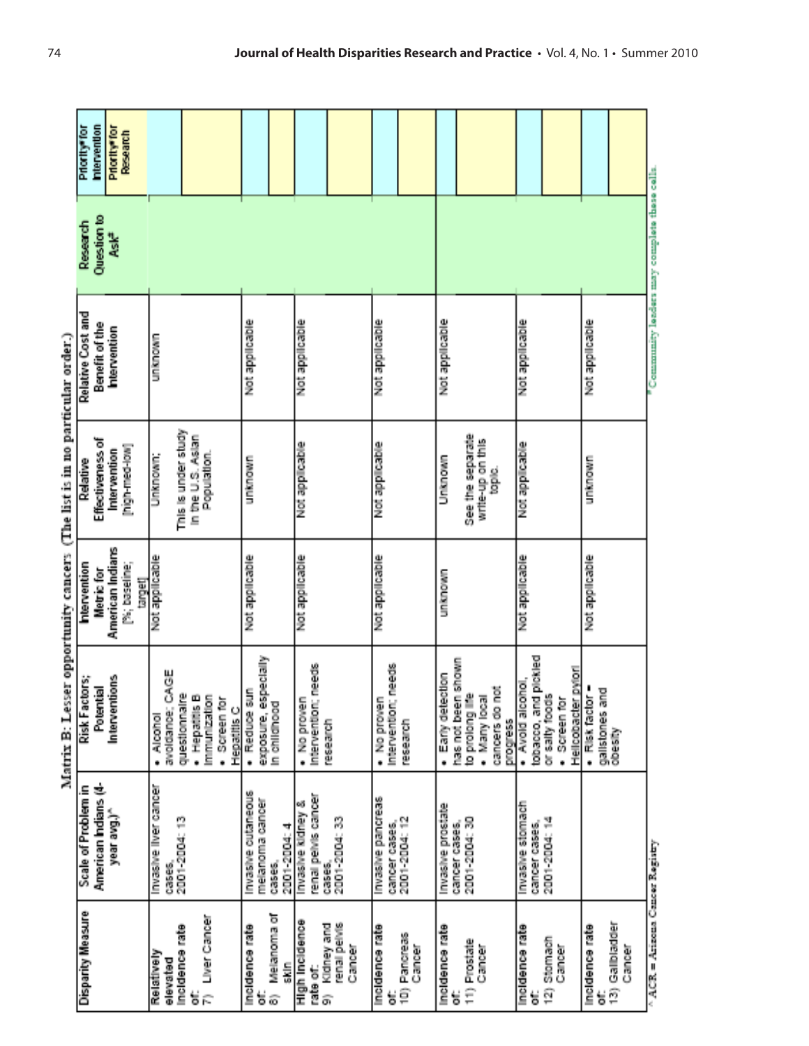Matrix B: Lesser opportunity cancers (The list is in no particular order.)

| Disparity Measure | Scale of Problem in American Indians (4-year avg.)^ | Risk Factors; Potential Interventions | Intervention Metric for American Indians [%; baseline; target] | Relative Effectiveness of Intervention [high-med-low] | Relative Cost and Benefit of the Intervention | Research Question to Ask# | Priority# for Intervention / Priority# for Research |
|---|---|---|---|---|---|---|---|
| Relatively elevated incidence rate of: 7) Liver Cancer | Invasive liver cancer cases, 2001-2004: 13 | • Alcohol avoidance; CAGE questionnaire • Hepatitis B immunization • Screen for Hepatitis C | Not applicable | Unknown; This is under study in the U.S. Asian Population. | unknown | | |
| Incidence rate of: 8) Melanoma of skin | Invasive cutaneous melanoma cancer cases, 2001-2004: 4 | • Reduce sun exposure, especially in childhood | Not applicable | unknown | Not applicable | | |
| High incidence rate of: 9) Kidney and renal pelvis Cancer | Invasive kidney & renal pelvis cancer cases, 2001-2004: 33 | • No proven intervention; needs research | Not applicable | Not applicable | Not applicable | | |
| Incidence rate of: 10) Pancreas Cancer | Invasive pancreas cancer cases, 2001-2004: 12 | • No proven intervention; needs research | Not applicable | Not applicable | Not applicable | | |
| Incidence rate of: 11) Prostate Cancer | Invasive prostate cancer cases, 2001-2004: 30 | • Early detection has not been shown to prolong life • Many local cancers do not progress | unknown | Unknown See the separate write-up on this topic. | Not applicable | | |
| Incidence rate of: 12) Stomach Cancer | Invasive stomach cancer cases, 2001-2004: 14 | • Avoid alcohol, tobacco, and pickled or salty foods • Screen for Helicobacter pylori | Not applicable | Not applicable | Not applicable | | |
| Incidence rate of: 13) Gallbladder Cancer | | • Risk factor – gallstones and obesity | Not applicable | unknown | Not applicable | | |

^ ACR = Arizona Cancer Registry

# Community leaders may complete these cells.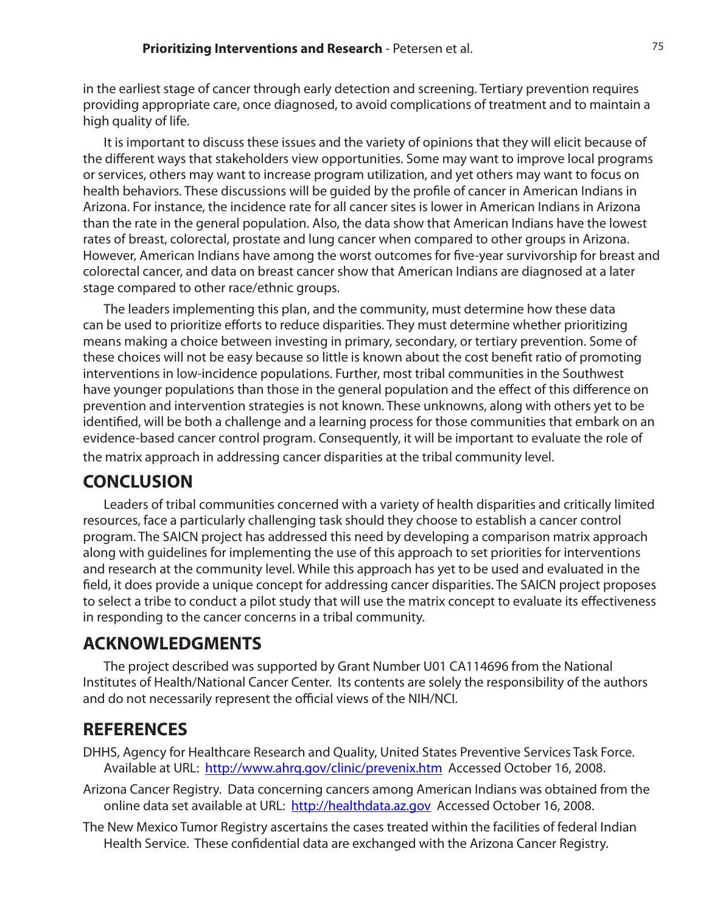in the earliest stage of cancer through early detection and screening. Tertiary prevention requires providing appropriate care, once diagnosed, to avoid complications of treatment and to maintain a high quality of life.

It is important to discuss these issues and the variety of opinions that they will elicit because of the different ways that stakeholders view opportunities. Some may want to improve local programs or services, others may want to increase program utilization, and yet others may want to focus on health behaviors. These discussions will be guided by the profile of cancer in American Indians in Arizona. For instance, the incidence rate for all cancer sites is lower in American Indians in Arizona than the rate in the general population. Also, the data show that American Indians have the lowest rates of breast, colorectal, prostate and lung cancer when compared to other groups in Arizona. However, American Indians have among the worst outcomes for five-year survivorship for breast and colorectal cancer, and data on breast cancer show that American Indians are diagnosed at a later stage compared to other race/ethnic groups.

The leaders implementing this plan, and the community, must determine how these data can be used to prioritize efforts to reduce disparities. They must determine whether prioritizing means making a choice between investing in primary, secondary, or tertiary prevention. Some of these choices will not be easy because so little is known about the cost benefit ratio of promoting interventions in low-incidence populations. Further, most tribal communities in the Southwest have younger populations than those in the general population and the effect of this difference on prevention and intervention strategies is not known. These unknowns, along with others yet to be identified, will be both a challenge and a learning process for those communities that embark on an evidence-based cancer control program. Consequently, it will be important to evaluate the role of the matrix approach in addressing cancer disparities at the tribal community level.

## CONCLUSION

Leaders of tribal communities concerned with a variety of health disparities and critically limited resources, face a particularly challenging task should they choose to establish a cancer control program. The SAICN project has addressed this need by developing a comparison matrix approach along with guidelines for implementing the use of this approach to set priorities for interventions and research at the community level. While this approach has yet to be used and evaluated in the field, it does provide a unique concept for addressing cancer disparities. The SAICN project proposes to select a tribe to conduct a pilot study that will use the matrix concept to evaluate its effectiveness in responding to the cancer concerns in a tribal community.

## ACKNOWLEDGMENTS

The project described was supported by Grant Number U01 CA114696 from the National Institutes of Health/National Cancer Center. Its contents are solely the responsibility of the authors and do not necessarily represent the official views of the NIH/NCI.

## REFERENCES

DHHS, Agency for Healthcare Research and Quality, United States Preventive Services Task Force. Available at URL: http://www.ahrq.gov/clinic/prevenix.htm Accessed October 16, 2008.

Arizona Cancer Registry. Data concerning cancers among American Indians was obtained from the online data set available at URL: http://healthdata.az.gov Accessed October 16, 2008.

The New Mexico Tumor Registry ascertains the cases treated within the facilities of federal Indian Health Service. These confidential data are exchanged with the Arizona Cancer Registry.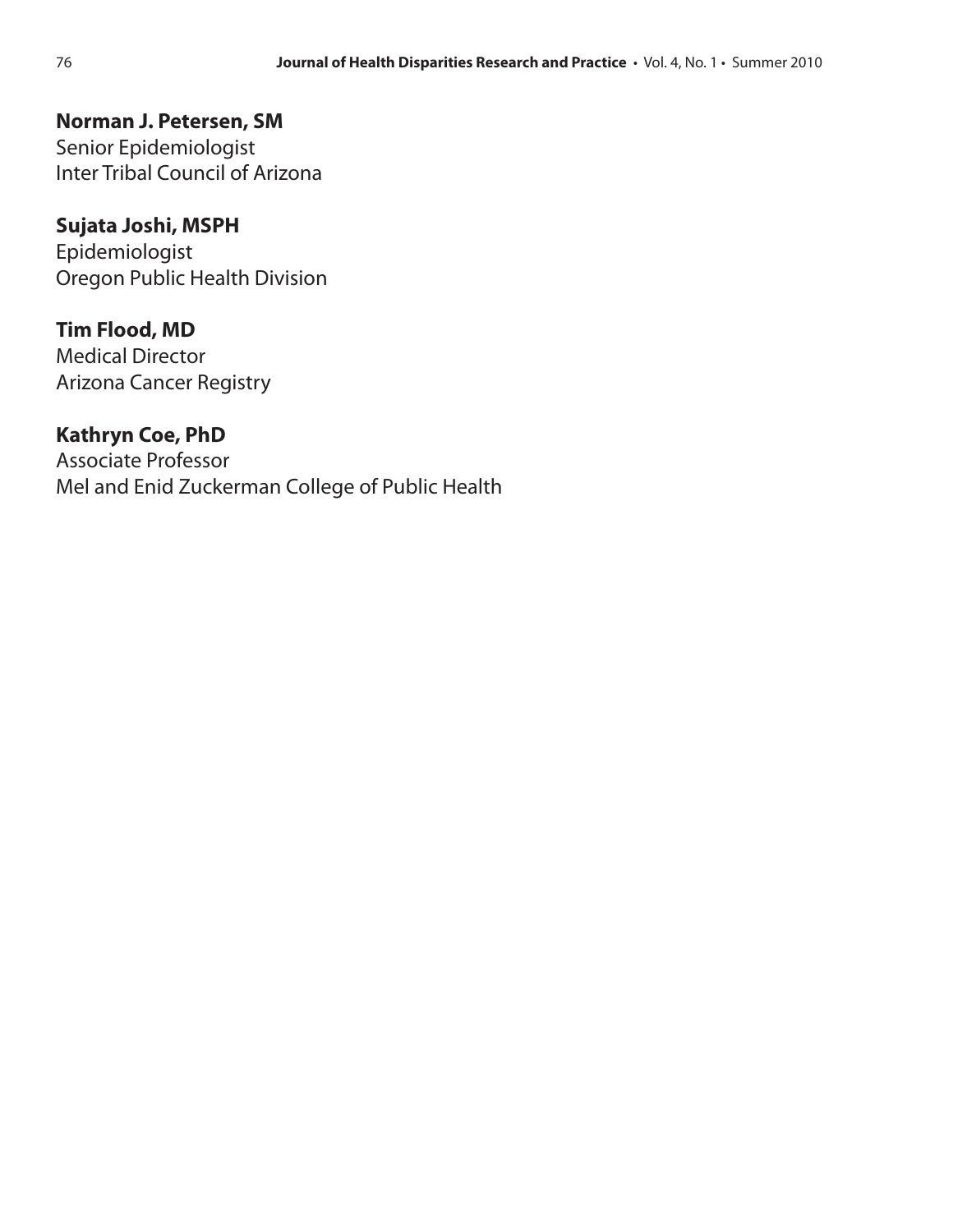**Norman J. Petersen, SM**
Senior Epidemiologist
Inter Tribal Council of Arizona

**Sujata Joshi, MSPH**
Epidemiologist
Oregon Public Health Division

**Tim Flood, MD**
Medical Director
Arizona Cancer Registry

**Kathryn Coe, PhD**
Associate Professor
Mel and Enid Zuckerman College of Public Health